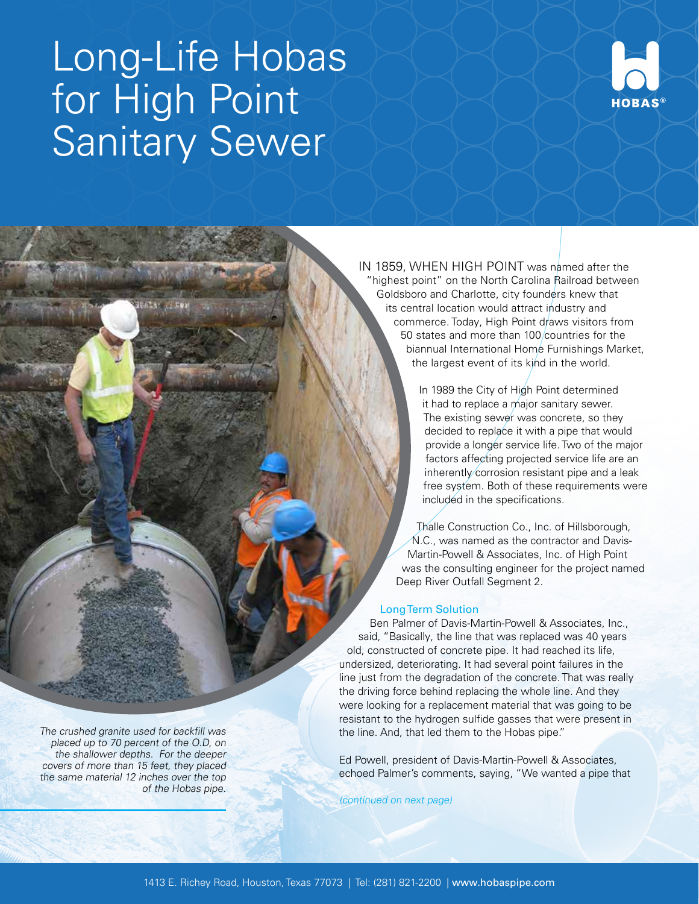# Long-Life Hobas for High Point Sanitary Sewer

*The crushed granite used for backfill was placed up to 70 percent of the O.D, on the shallower depths. For the deeper covers of more than 15 feet, they placed the same material 12 inches over the top of the Hobas pipe.*

IN 1859, WHEN HIGH POINT was named after the "highest point" on the North Carolina Railroad between Goldsboro and Charlotte, city founders knew that its central location would attract industry and commerce. Today, High Point draws visitors from 50 states and more than 100 countries for the biannual International Home Furnishings Market, the largest event of its kind in the world.

In 1989 the City of High Point determined it had to replace a major sanitary sewer. The existing sewer was concrete, so they decided to replace it with a pipe that would provide a longer service life. Two of the major factors affecting projected service life are an inherently corrosion resistant pipe and a leak free system. Both of these requirements were included in the specifications.

Thalle Construction Co., Inc. of Hillsborough, N.C., was named as the contractor and Davis-Martin-Powell & Associates, Inc. of High Point was the consulting engineer for the project named Deep River Outfall Segment 2.

### Long Term Solution

Ben Palmer of Davis-Martin-Powell & Associates, Inc., said, "Basically, the line that was replaced was 40 years old, constructed of concrete pipe. It had reached its life, undersized, deteriorating. It had several point failures in the line just from the degradation of the concrete. That was really the driving force behind replacing the whole line. And they were looking for a replacement material that was going to be resistant to the hydrogen sulfide gasses that were present in the line. And, that led them to the Hobas pipe."

Ed Powell, president of Davis-Martin-Powell & Associates, echoed Palmer's comments, saying, "We wanted a pipe that

*(continued on next page)*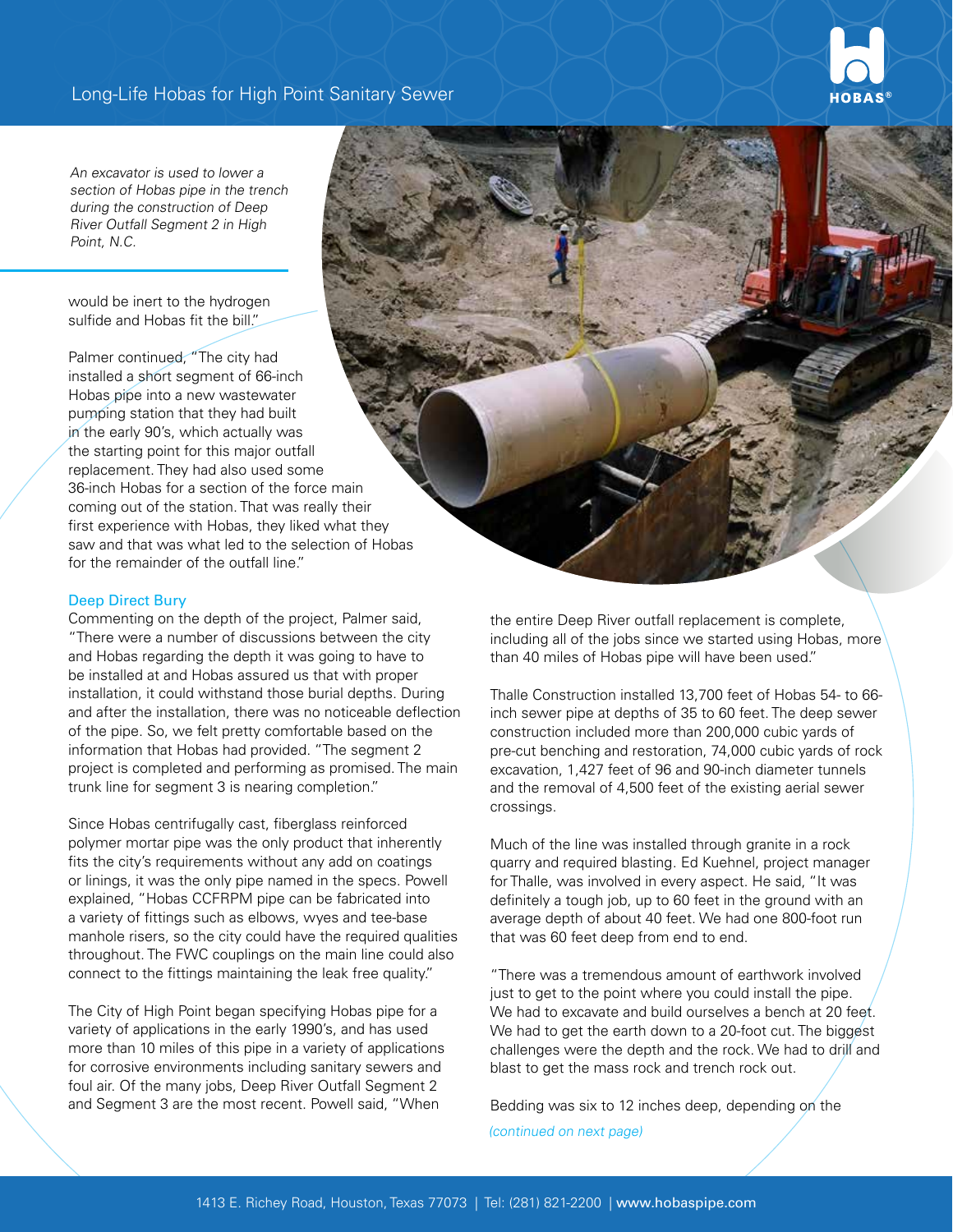*An excavator is used to lower a section of Hobas pipe in the trench during the construction of Deep River Outfall Segment 2 in High Point, N.C.*

would be inert to the hydrogen sulfide and Hobas fit the bill."

Palmer continued, "The city had installed a short segment of 66-inch Hobas pipe into a new wastewater pumping station that they had built in the early 90's, which actually was the starting point for this major outfall replacement. They had also used some 36-inch Hobas for a section of the force main coming out of the station. That was really their first experience with Hobas, they liked what they saw and that was what led to the selection of Hobas for the remainder of the outfall line."

### Deep Direct Bury

Commenting on the depth of the project, Palmer said, "There were a number of discussions between the city and Hobas regarding the depth it was going to have to be installed at and Hobas assured us that with proper installation, it could withstand those burial depths. During and after the installation, there was no noticeable deflection of the pipe. So, we felt pretty comfortable based on the information that Hobas had provided. "The segment 2 project is completed and performing as promised. The main trunk line for segment 3 is nearing completion."

Since Hobas centrifugally cast, fiberglass reinforced polymer mortar pipe was the only product that inherently fits the city's requirements without any add on coatings or linings, it was the only pipe named in the specs. Powell explained, "Hobas CCFRPM pipe can be fabricated into a variety of fittings such as elbows, wyes and tee-base manhole risers, so the city could have the required qualities throughout. The FWC couplings on the main line could also connect to the fittings maintaining the leak free quality."

The City of High Point began specifying Hobas pipe for a variety of applications in the early 1990's, and has used more than 10 miles of this pipe in a variety of applications for corrosive environments including sanitary sewers and foul air. Of the many jobs, Deep River Outfall Segment 2 and Segment 3 are the most recent. Powell said, "When the entire Deep River outfall replacement is complete, including all of the jobs since we started using Hobas, more than 40 miles of Hobas pipe will have been used."

Thalle Construction installed 13,700 feet of Hobas 54- to 66-inch sewer pipe at depths of 35 to 60 feet. The deep sewer construction included more than 200,000 cubic yards of pre-cut benching and restoration, 74,000 cubic yards of rock excavation, 1,427 feet of 96 and 90-inch diameter tunnels and the removal of 4,500 feet of the existing aerial sewer crossings.

Much of the line was installed through granite in a rock quarry and required blasting. Ed Kuehnel, project manager for Thalle, was involved in every aspect. He said, "It was definitely a tough job, up to 60 feet in the ground with an average depth of about 40 feet. We had one 800-foot run that was 60 feet deep from end to end.

"There was a tremendous amount of earthwork involved just to get to the point where you could install the pipe. We had to excavate and build ourselves a bench at 20 feet. We had to get the earth down to a 20-foot cut. The biggest challenges were the depth and the rock. We had to drill and blast to get the mass rock and trench rock out.

Bedding was six to 12 inches deep, depending on the

*(continued on next page)*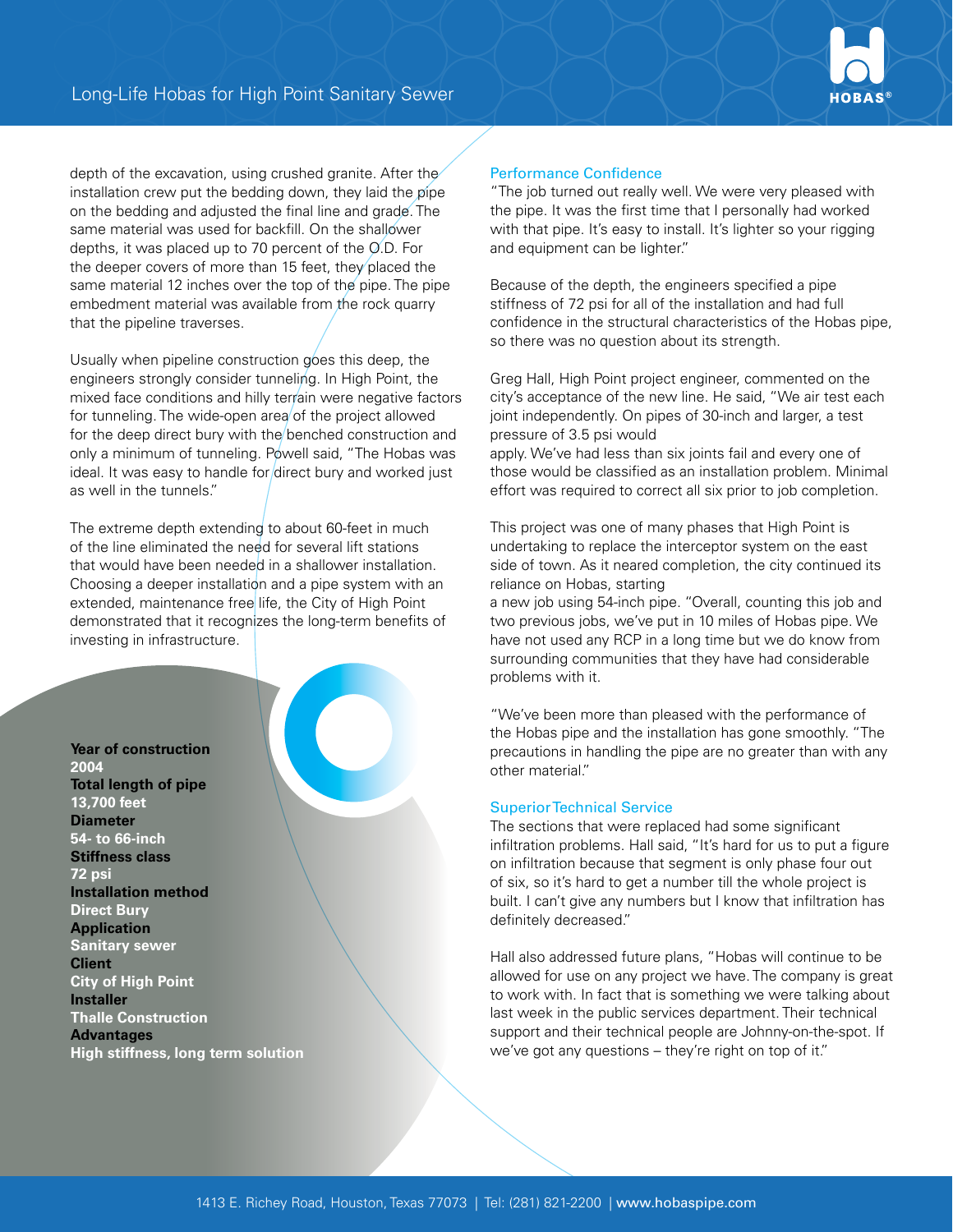depth of the excavation, using crushed granite. After the installation crew put the bedding down, they laid the pipe on the bedding and adjusted the final line and grade. The same material was used for backfill. On the shallower depths, it was placed up to 70 percent of the O.D. For the deeper covers of more than 15 feet, they placed the same material 12 inches over the top of the pipe. The pipe embedment material was available from the rock quarry that the pipeline traverses.

Usually when pipeline construction goes this deep, the engineers strongly consider tunneling. In High Point, the mixed face conditions and hilly terrain were negative factors for tunneling. The wide-open area of the project allowed for the deep direct bury with the benched construction and only a minimum of tunneling. Powell said, "The Hobas was ideal. It was easy to handle for direct bury and worked just as well in the tunnels."

The extreme depth extending to about 60-feet in much of the line eliminated the need for several lift stations that would have been needed in a shallower installation. Choosing a deeper installation and a pipe system with an extended, maintenance free life, the City of High Point demonstrated that it recognizes the long-term benefits of investing in infrastructure.

**Year of construction**
**2004**
**Total length of pipe**
**13,700 feet**
**Diameter**
**54- to 66-inch**
**Stiffness class**
**72 psi**
**Installation method**
**Direct Bury**
**Application**
**Sanitary sewer**
**Client**
**City of High Point**
**Installer**
**Thalle Construction**
**Advantages**
**High stiffness, long term solution**

## Performance Confidence

"The job turned out really well. We were very pleased with the pipe. It was the first time that I personally had worked with that pipe. It's easy to install. It's lighter so your rigging and equipment can be lighter."

Because of the depth, the engineers specified a pipe stiffness of 72 psi for all of the installation and had full confidence in the structural characteristics of the Hobas pipe, so there was no question about its strength.

Greg Hall, High Point project engineer, commented on the city's acceptance of the new line. He said, "We air test each joint independently. On pipes of 30-inch and larger, a test pressure of 3.5 psi would apply. We've had less than six joints fail and every one of those would be classified as an installation problem. Minimal effort was required to correct all six prior to job completion.

This project was one of many phases that High Point is undertaking to replace the interceptor system on the east side of town. As it neared completion, the city continued its reliance on Hobas, starting a new job using 54-inch pipe. "Overall, counting this job and two previous jobs, we've put in 10 miles of Hobas pipe. We have not used any RCP in a long time but we do know from surrounding communities that they have had considerable problems with it.

"We've been more than pleased with the performance of the Hobas pipe and the installation has gone smoothly. "The precautions in handling the pipe are no greater than with any other material."

## Superior Technical Service

The sections that were replaced had some significant infiltration problems. Hall said, "It's hard for us to put a figure on infiltration because that segment is only phase four out of six, so it's hard to get a number till the whole project is built. I can't give any numbers but I know that infiltration has definitely decreased."

Hall also addressed future plans, "Hobas will continue to be allowed for use on any project we have. The company is great to work with. In fact that is something we were talking about last week in the public services department. Their technical support and their technical people are Johnny-on-the-spot. If we've got any questions – they're right on top of it."